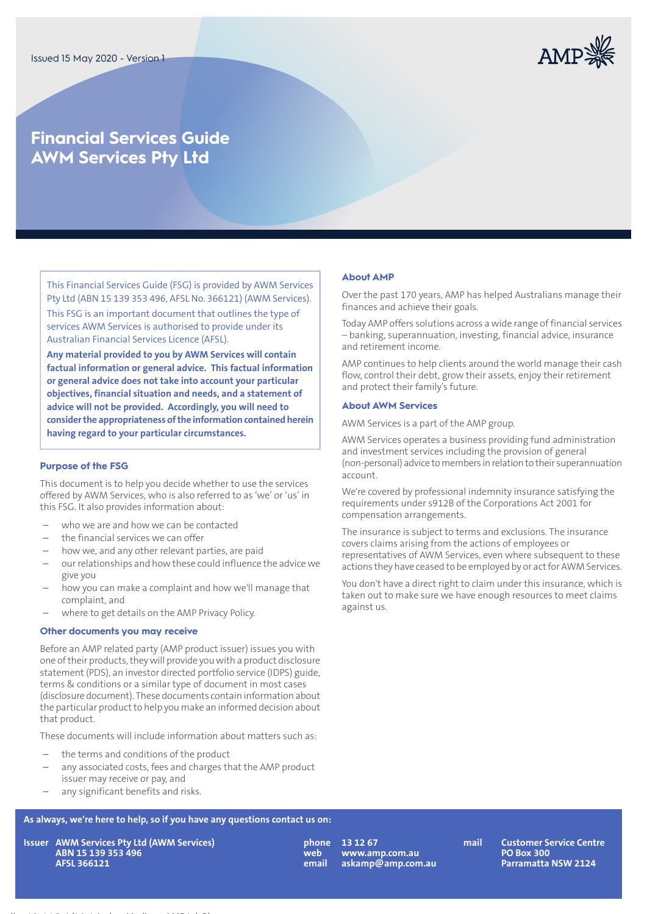Issued 15 May 2020 - Version 1

# Financial Services Guide AWM Services Pty Ltd

This Financial Services Guide (FSG) is provided by AWM Services Pty Ltd (ABN 15 139 353 496, AFSL No. 366121) (AWM Services). This FSG is an important document that outlines the type of services AWM Services is authorised to provide under its Australian Financial Services Licence (AFSL).

**Any material provided to you by AWM Services will contain factual information or general advice. This factual information or general advice does not take into account your particular objectives, financial situation and needs, and a statement of advice will not be provided. Accordingly, you will need to consider the appropriateness of the information contained herein having regard to your particular circumstances.**

## Purpose of the FSG

This document is to help you decide whether to use the services offered by AWM Services, who is also referred to as 'we' or 'us' in this FSG. It also provides information about:

- who we are and how we can be contacted
- the financial services we can offer
- how we, and any other relevant parties, are paid
- our relationships and how these could influence the advice we give you
- how you can make a complaint and how we'll manage that complaint, and
- where to get details on the AMP Privacy Policy.

## Other documents you may receive

Before an AMP related party (AMP product issuer) issues you with one of their products, they will provide you with a product disclosure statement (PDS), an investor directed portfolio service (IDPS) guide, terms & conditions or a similar type of document in most cases (disclosure document). These documents contain information about the particular product to help you make an informed decision about that product.

These documents will include information about matters such as:

- the terms and conditions of the product
- any associated costs, fees and charges that the AMP product issuer may receive or pay, and
- any significant benefits and risks.

## About AMP

Over the past 170 years, AMP has helped Australians manage their finances and achieve their goals.

Today AMP offers solutions across a wide range of financial services – banking, superannuation, investing, financial advice, insurance and retirement income.

AMP continues to help clients around the world manage their cash flow, control their debt, grow their assets, enjoy their retirement and protect their family's future.

## About AWM Services

AWM Services is a part of the AMP group.

AWM Services operates a business providing fund administration and investment services including the provision of general (non-personal) advice to members in relation to their superannuation account.

We're covered by professional indemnity insurance satisfying the requirements under s912B of the Corporations Act 2001 for compensation arrangements.

The insurance is subject to terms and exclusions. The insurance covers claims arising from the actions of employees or representatives of AWM Services, even where subsequent to these actions they have ceased to be employed by or act for AWM Services.

You don't have a direct right to claim under this insurance, which is taken out to make sure we have enough resources to meet claims against us.

**As always, we're here to help, so if you have any questions contact us on:**

**Issuer** AWM Services Pty Ltd (AWM Services)
ABN 15 139 353 496
AFSL 366121

**phone** 13 12 67
**web** www.amp.com.au
**email** askamp@amp.com.au

**mail** Customer Service Centre
PO Box 300
Parramatta NSW 2124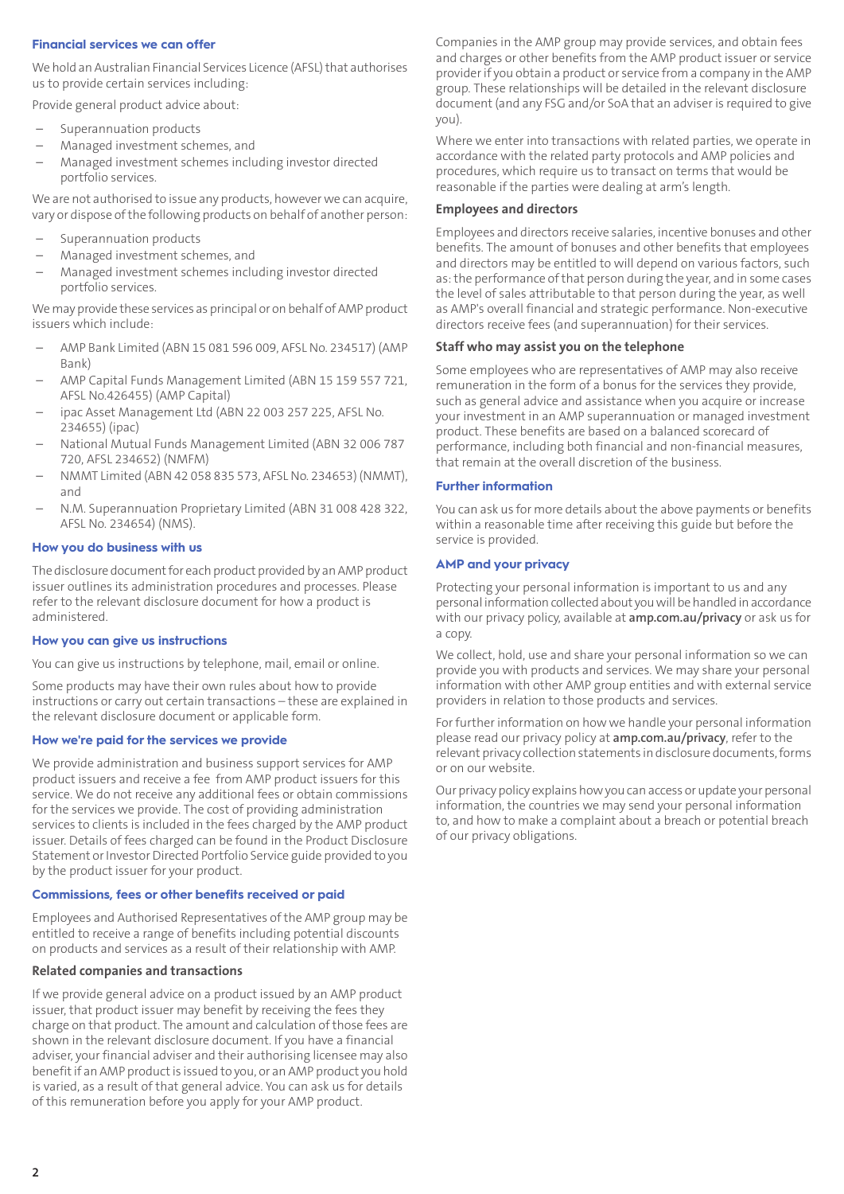## Financial services we can offer

We hold an Australian Financial Services Licence (AFSL) that authorises us to provide certain services including:

Provide general product advice about:

- Superannuation products
- Managed investment schemes, and
- Managed investment schemes including investor directed portfolio services.

We are not authorised to issue any products, however we can acquire, vary or dispose of the following products on behalf of another person:

- Superannuation products
- Managed investment schemes, and
- Managed investment schemes including investor directed portfolio services.

We may provide these services as principal or on behalf of AMP product issuers which include:

- AMP Bank Limited (ABN 15 081 596 009, AFSL No. 234517) (AMP Bank)
- AMP Capital Funds Management Limited (ABN 15 159 557 721, AFSL No.426455) (AMP Capital)
- ipac Asset Management Ltd (ABN 22 003 257 225, AFSL No. 234655) (ipac)
- National Mutual Funds Management Limited (ABN 32 006 787 720, AFSL 234652) (NMFM)
- NMMT Limited (ABN 42 058 835 573, AFSL No. 234653) (NMMT), and
- N.M. Superannuation Proprietary Limited (ABN 31 008 428 322, AFSL No. 234654) (NMS).

## How you do business with us

The disclosure document for each product provided by an AMP product issuer outlines its administration procedures and processes. Please refer to the relevant disclosure document for how a product is administered.

## How you can give us instructions

You can give us instructions by telephone, mail, email or online.

Some products may have their own rules about how to provide instructions or carry out certain transactions – these are explained in the relevant disclosure document and applicable form.

## How we're paid for the services we provide

We provide administration and business support services for AMP product issuers and receive a fee from AMP product issuers for this service. We do not receive any additional fees or obtain commissions for the services we provide. The cost of providing administration services to clients is included in the fees charged by the AMP product issuer. Details of fees charged can be found in the Product Disclosure Statement or Investor Directed Portfolio Service guide provided to you by the product issuer for your product.

## Commissions, fees or other benefits received or paid

Employees and Authorised Representatives of the AMP group may be entitled to receive a range of benefits including potential discounts on products and services as a result of their relationship with AMP.

### Related companies and transactions

If we provide general advice on a product issued by an AMP product issuer, that product issuer may benefit by receiving the fees they charge on that product. The amount and calculation of those fees are shown in the relevant disclosure document. If you have a financial adviser, your financial adviser and their authorising licensee may also benefit if an AMP product is issued to you, or an AMP product you hold is varied, as a result of that general advice. You can ask us for details of this remuneration before you apply for your AMP product.

Companies in the AMP group may provide services, and obtain fees and charges or other benefits from the AMP product issuer or service provider if you obtain a product or service from a company in the AMP group. These relationships will be detailed in the relevant disclosure document (and any FSG and/or SoA that an adviser is required to give you).

Where we enter into transactions with related parties, we operate in accordance with the related party protocols and AMP policies and procedures, which require us to transact on terms that would be reasonable if the parties were dealing at arm's length.

### Employees and directors

Employees and directors receive salaries, incentive bonuses and other benefits. The amount of bonuses and other benefits that employees and directors may be entitled to will depend on various factors, such as: the performance of that person during the year, and in some cases the level of sales attributable to that person during the year, as well as AMP's overall financial and strategic performance. Non-executive directors receive fees (and superannuation) for their services.

### Staff who may assist you on the telephone

Some employees who are representatives of AMP may also receive remuneration in the form of a bonus for the services they provide, such as general advice and assistance when you acquire or increase your investment in an AMP superannuation or managed investment product. These benefits are based on a balanced scorecard of performance, including both financial and non-financial measures, that remain at the overall discretion of the business.

## Further information

You can ask us for more details about the above payments or benefits within a reasonable time after receiving this guide but before the service is provided.

## AMP and your privacy

Protecting your personal information is important to us and any personal information collected about you will be handled in accordance with our privacy policy, available at **amp.com.au/privacy** or ask us for a copy.

We collect, hold, use and share your personal information so we can provide you with products and services. We may share your personal information with other AMP group entities and with external service providers in relation to those products and services.

For further information on how we handle your personal information please read our privacy policy at **amp.com.au/privacy**, refer to the relevant privacy collection statements in disclosure documents, forms or on our website.

Our privacy policy explains how you can access or update your personal information, the countries we may send your personal information to, and how to make a complaint about a breach or potential breach of our privacy obligations.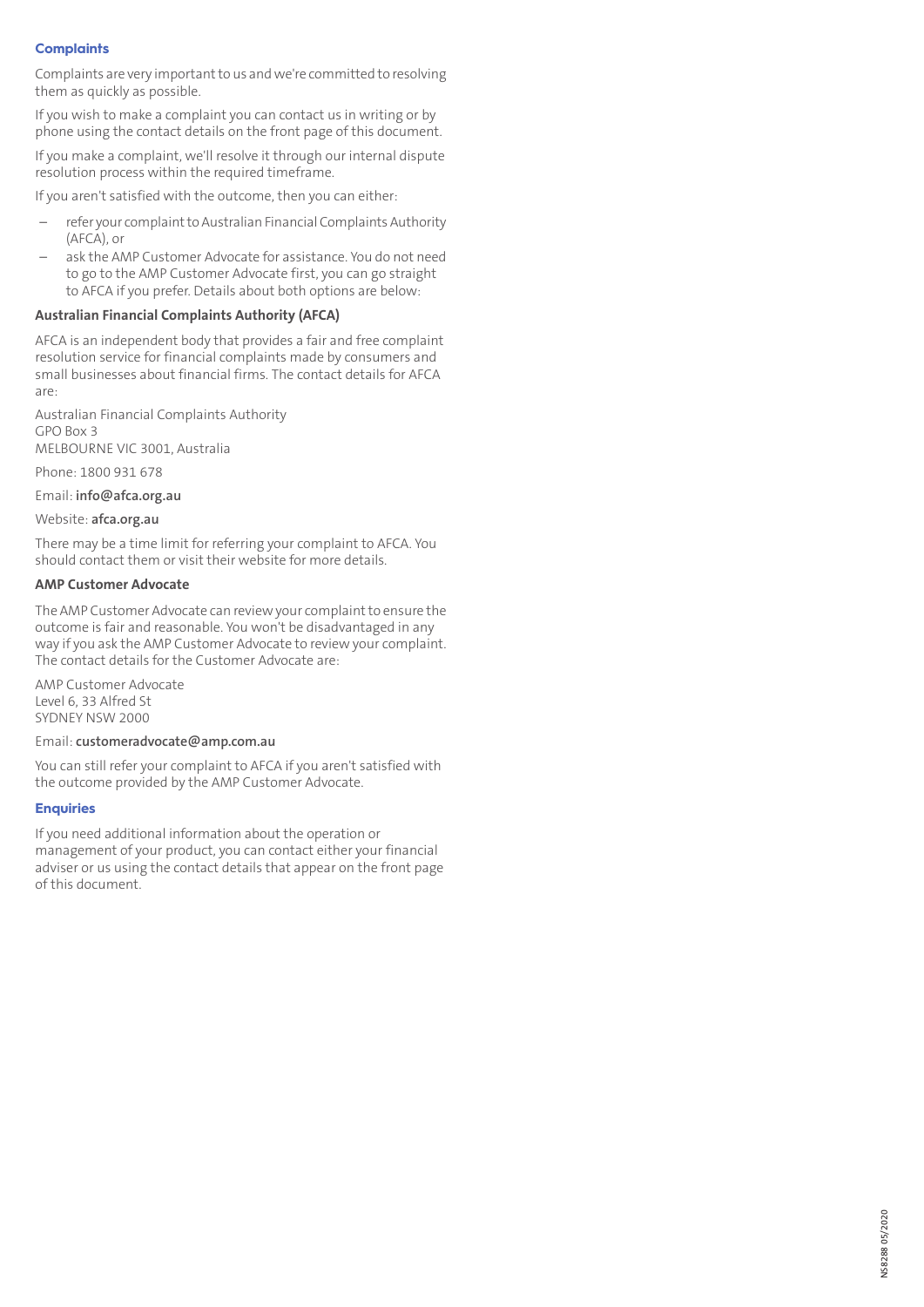## Complaints

Complaints are very important to us and we're committed to resolving them as quickly as possible.

If you wish to make a complaint you can contact us in writing or by phone using the contact details on the front page of this document.

If you make a complaint, we'll resolve it through our internal dispute resolution process within the required timeframe.

If you aren't satisfied with the outcome, then you can either:

- refer your complaint to Australian Financial Complaints Authority (AFCA), or
- ask the AMP Customer Advocate for assistance. You do not need to go to the AMP Customer Advocate first, you can go straight to AFCA if you prefer. Details about both options are below:

### Australian Financial Complaints Authority (AFCA)

AFCA is an independent body that provides a fair and free complaint resolution service for financial complaints made by consumers and small businesses about financial firms. The contact details for AFCA are:

Australian Financial Complaints Authority
GPO Box 3
MELBOURNE VIC 3001, Australia

Phone: 1800 931 678

Email: **info@afca.org.au**

Website: **afca.org.au**

There may be a time limit for referring your complaint to AFCA. You should contact them or visit their website for more details.

### AMP Customer Advocate

The AMP Customer Advocate can review your complaint to ensure the outcome is fair and reasonable. You won't be disadvantaged in any way if you ask the AMP Customer Advocate to review your complaint. The contact details for the Customer Advocate are:

AMP Customer Advocate
Level 6, 33 Alfred St
SYDNEY NSW 2000

Email: **customeradvocate@amp.com.au**

You can still refer your complaint to AFCA if you aren't satisfied with the outcome provided by the AMP Customer Advocate.

## Enquiries

If you need additional information about the operation or management of your product, you can contact either your financial adviser or us using the contact details that appear on the front page of this document.

NS8288 05/2020